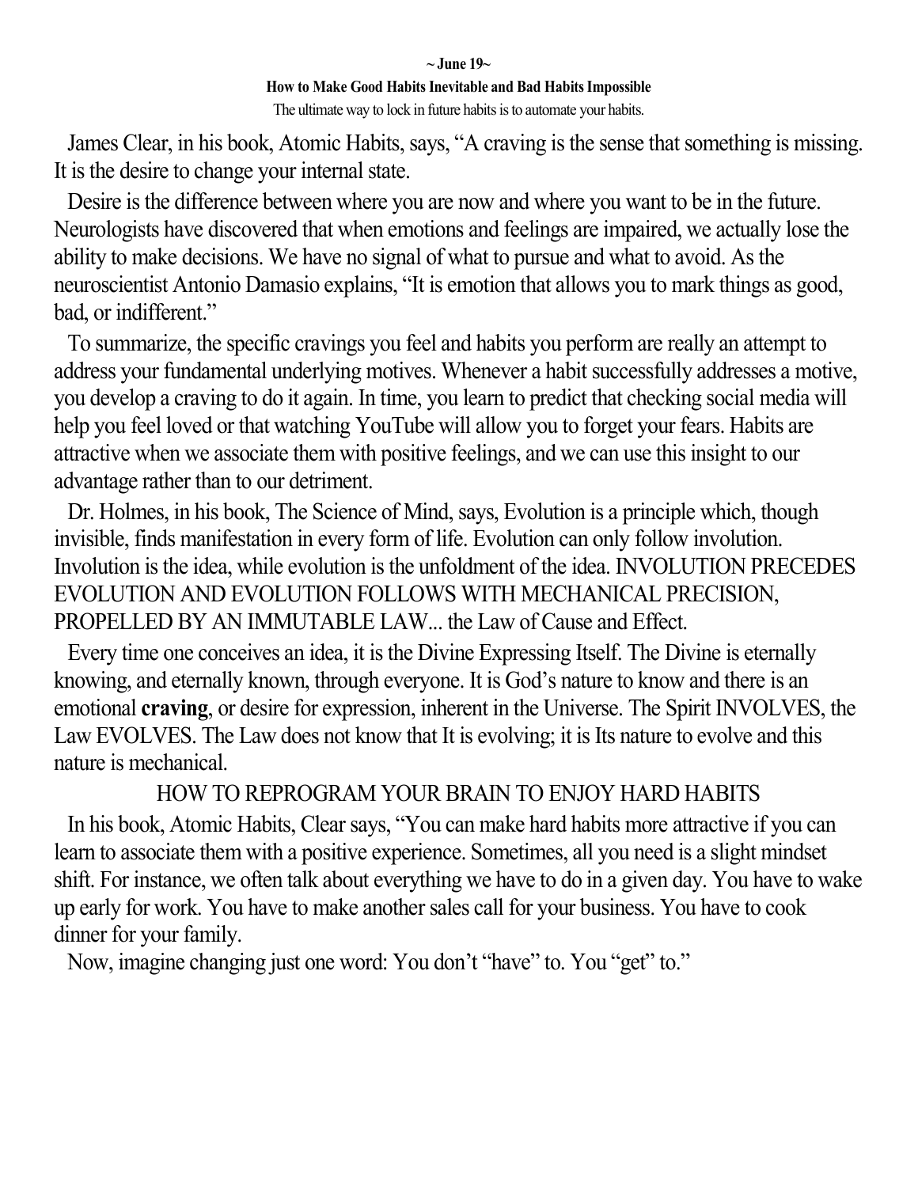**~ June 19~**

**How to Make Good Habits Inevitable and Bad Habits Impossible**

The ultimate way to lock in future habits is to automate your habits.

James Clear, in his book, Atomic Habits, says, "A craving is the sense that something is missing. It is the desire to change your internal state.

Desire is the difference between where you are now and where you want to be in the future. Neurologists have discovered that when emotions and feelings are impaired, we actually lose the ability to make decisions. We have no signal of what to pursue and what to avoid. As the neuroscientist Antonio Damasio explains, "It is emotion that allows you to mark things as good, bad, or indifferent."

To summarize, the specific cravings you feel and habits you perform are really an attempt to address your fundamental underlying motives. Whenever a habit successfully addresses a motive, you develop a craving to do it again. In time, you learn to predict that checking social media will help you feel loved or that watching YouTube will allow you to forget your fears. Habits are attractive when we associate them with positive feelings, and we can use this insight to our advantage rather than to our detriment.

Dr. Holmes, in his book, The Science of Mind, says, Evolution is a principle which, though invisible, finds manifestation in every form of life. Evolution can only follow involution. Involution is the idea, while evolution is the unfoldment of the idea. INVOLUTION PRECEDES EVOLUTION AND EVOLUTION FOLLOWS WITH MECHANICAL PRECISION, PROPELLED BY AN IMMUTABLE LAW... the Law of Cause and Effect.

Every time one conceives an idea, it is the Divine Expressing Itself. The Divine is eternally knowing, and eternally known, through everyone. It is God's nature to know and there is an emotional **craving**, or desire for expression, inherent in the Universe. The Spirit INVOLVES, the Law EVOLVES. The Law does not know that It is evolving; it is Its nature to evolve and this nature is mechanical.

HOW TO REPROGRAM YOUR BRAIN TO ENJOY HARD HABITS

In his book, Atomic Habits, Clear says, "You can make hard habits more attractive if you can learn to associate them with a positive experience. Sometimes, all you need is a slight mindset shift. For instance, we often talk about everything we have to do in a given day. You have to wake up early for work. You have to make another sales call for your business. You have to cook dinner for your family.

Now, imagine changing just one word: You don't "have" to. You "get" to."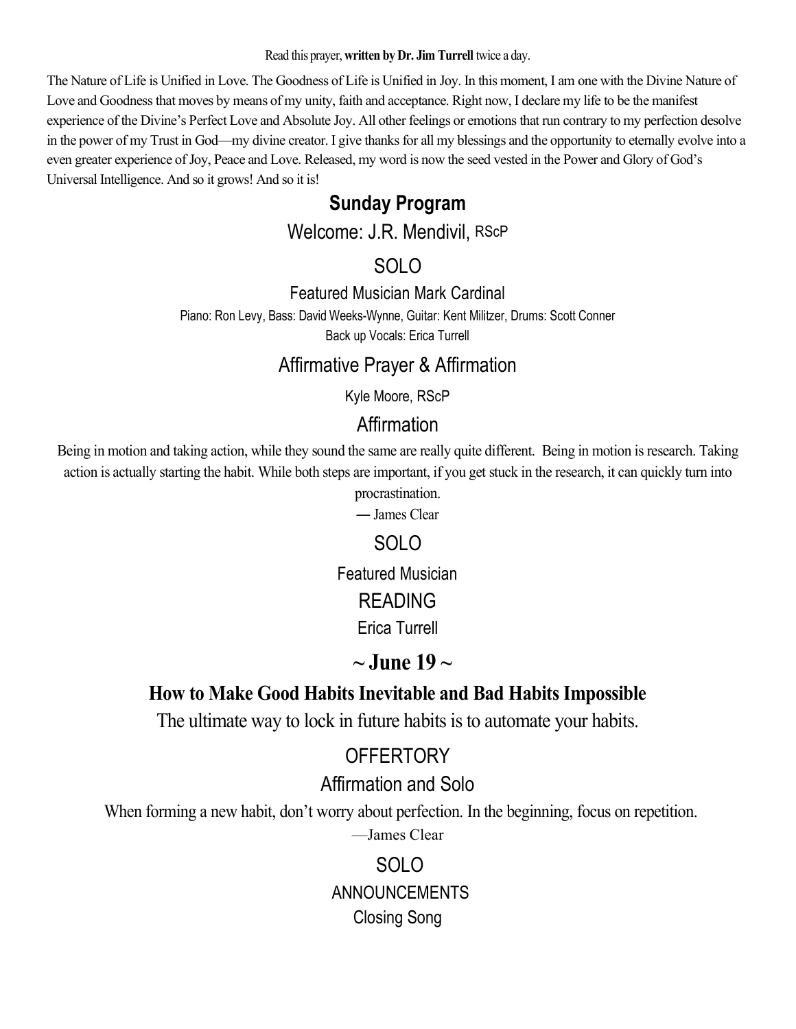Read this prayer, **written by Dr. Jim Turrell** twice a day.

The Nature of Life is Unified in Love. The Goodness of Life is Unified in Joy. In this moment, I am one with the Divine Nature of Love and Goodness that moves by means of my unity, faith and acceptance. Right now, I declare my life to be the manifest experience of the Divine's Perfect Love and Absolute Joy. All other feelings or emotions that run contrary to my perfection desolve in the power of my Trust in God—my divine creator. I give thanks for all my blessings and the opportunity to eternally evolve into a even greater experience of Joy, Peace and Love. Released, my word is now the seed vested in the Power and Glory of God's Universal Intelligence. And so it grows! And so it is!

## Sunday Program

Welcome: J.R. Mendivil, RScP

SOLO

Featured Musician Mark Cardinal

Piano: Ron Levy, Bass: David Weeks-Wynne, Guitar: Kent Militzer, Drums: Scott Conner

Back up Vocals: Erica Turrell

Affirmative Prayer & Affirmation

Kyle Moore, RScP

Affirmation

Being in motion and taking action, while they sound the same are really quite different. Being in motion is research. Taking action is actually starting the habit. While both steps are important, if you get stuck in the research, it can quickly turn into procrastination.

— James Clear

SOLO

Featured Musician

READING

Erica Turrell

## ~ June 19 ~

### How to Make Good Habits Inevitable and Bad Habits Impossible

The ultimate way to lock in future habits is to automate your habits.

OFFERTORY

Affirmation and Solo

When forming a new habit, don't worry about perfection. In the beginning, focus on repetition.

—James Clear

SOLO

ANNOUNCEMENTS

Closing Song